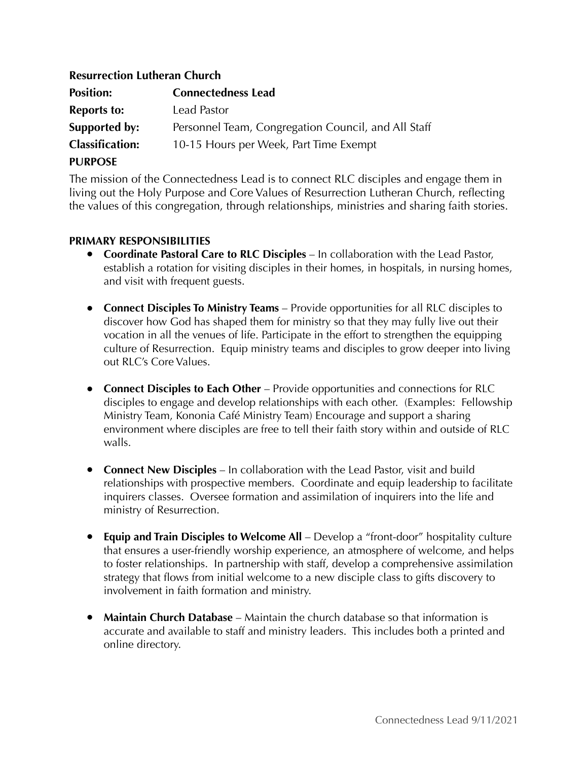**Resurrection Lutheran Church**

**Position:** **Connectedness Lead**
**Reports to:** Lead Pastor
**Supported by:** Personnel Team, Congregation Council, and All Staff
**Classification:** 10-15 Hours per Week, Part Time Exempt

**PURPOSE**

The mission of the Connectedness Lead is to connect RLC disciples and engage them in living out the Holy Purpose and Core Values of Resurrection Lutheran Church, reflecting the values of this congregation, through relationships, ministries and sharing faith stories.

**PRIMARY RESPONSIBILITIES**

- **Coordinate Pastoral Care to RLC Disciples** – In collaboration with the Lead Pastor, establish a rotation for visiting disciples in their homes, in hospitals, in nursing homes, and visit with frequent guests.

- **Connect Disciples To Ministry Teams** – Provide opportunities for all RLC disciples to discover how God has shaped them for ministry so that they may fully live out their vocation in all the venues of life. Participate in the effort to strengthen the equipping culture of Resurrection. Equip ministry teams and disciples to grow deeper into living out RLC's Core Values.

- **Connect Disciples to Each Other** – Provide opportunities and connections for RLC disciples to engage and develop relationships with each other. (Examples: Fellowship Ministry Team, Kononia Café Ministry Team) Encourage and support a sharing environment where disciples are free to tell their faith story within and outside of RLC walls.

- **Connect New Disciples** – In collaboration with the Lead Pastor, visit and build relationships with prospective members. Coordinate and equip leadership to facilitate inquirers classes. Oversee formation and assimilation of inquirers into the life and ministry of Resurrection.

- **Equip and Train Disciples to Welcome All** – Develop a "front-door" hospitality culture that ensures a user-friendly worship experience, an atmosphere of welcome, and helps to foster relationships. In partnership with staff, develop a comprehensive assimilation strategy that flows from initial welcome to a new disciple class to gifts discovery to involvement in faith formation and ministry.

- **Maintain Church Database** – Maintain the church database so that information is accurate and available to staff and ministry leaders. This includes both a printed and online directory.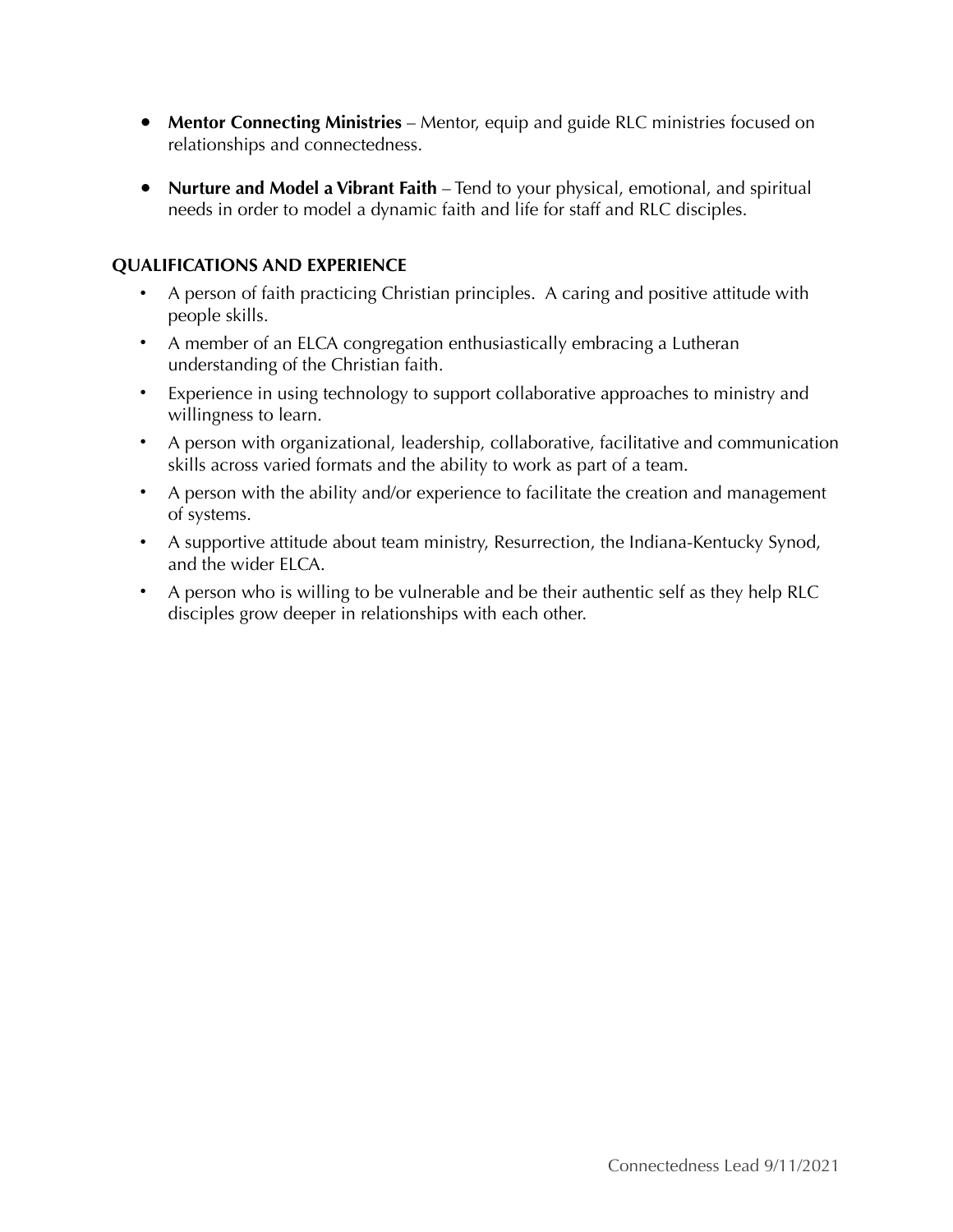- **Mentor Connecting Ministries** – Mentor, equip and guide RLC ministries focused on relationships and connectedness.

- **Nurture and Model a Vibrant Faith** – Tend to your physical, emotional, and spiritual needs in order to model a dynamic faith and life for staff and RLC disciples.

**QUALIFICATIONS AND EXPERIENCE**

- A person of faith practicing Christian principles. A caring and positive attitude with people skills.
- A member of an ELCA congregation enthusiastically embracing a Lutheran understanding of the Christian faith.
- Experience in using technology to support collaborative approaches to ministry and willingness to learn.
- A person with organizational, leadership, collaborative, facilitative and communication skills across varied formats and the ability to work as part of a team.
- A person with the ability and/or experience to facilitate the creation and management of systems.
- A supportive attitude about team ministry, Resurrection, the Indiana-Kentucky Synod, and the wider ELCA.
- A person who is willing to be vulnerable and be their authentic self as they help RLC disciples grow deeper in relationships with each other.